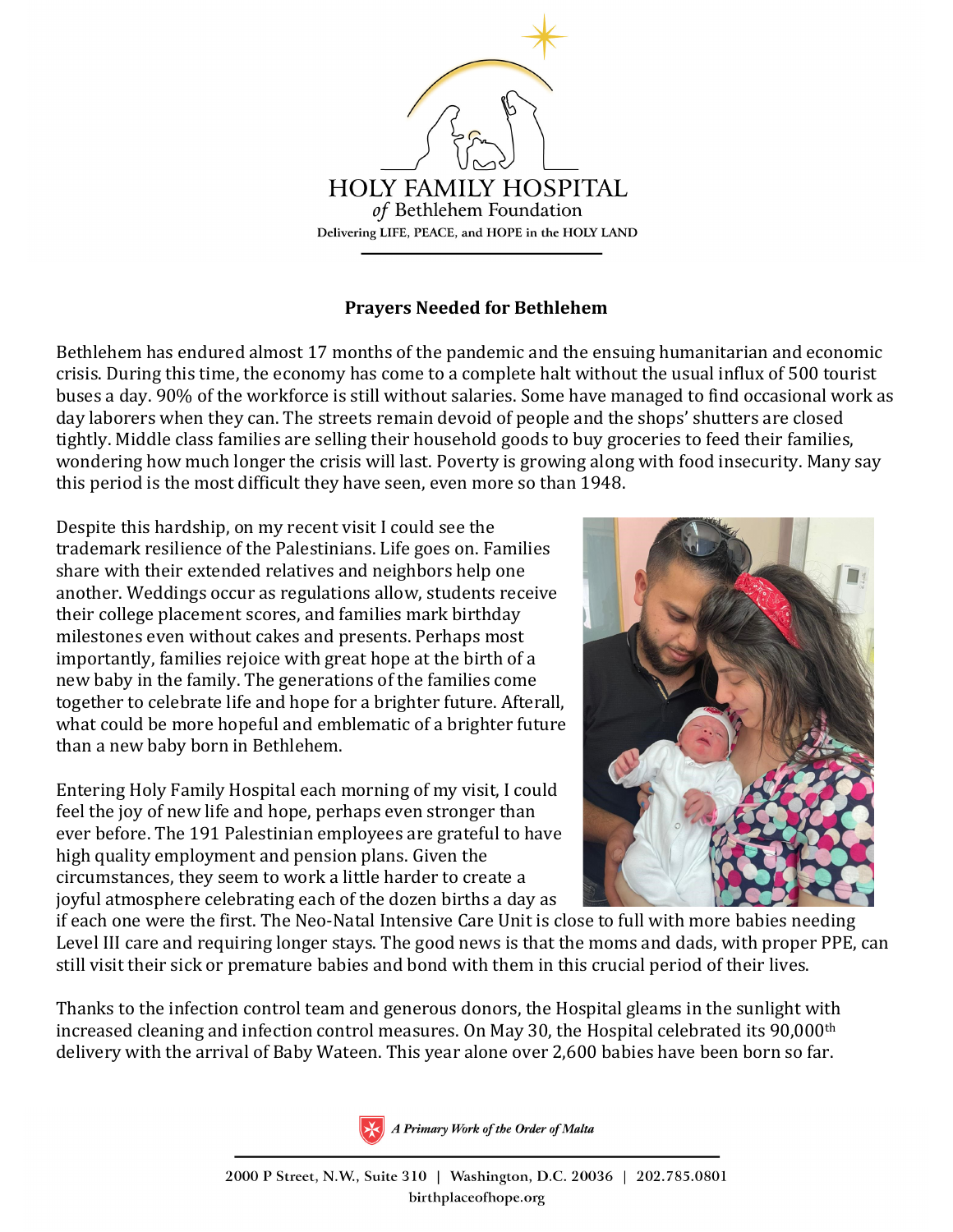HOLY FAMILY HOSPITAL
*of* Bethlehem Foundation
Delivering LIFE, PEACE, and HOPE in the HOLY LAND

## Prayers Needed for Bethlehem

Bethlehem has endured almost 17 months of the pandemic and the ensuing humanitarian and economic crisis. During this time, the economy has come to a complete halt without the usual influx of 500 tourist buses a day. 90% of the workforce is still without salaries. Some have managed to find occasional work as day laborers when they can. The streets remain devoid of people and the shops' shutters are closed tightly. Middle class families are selling their household goods to buy groceries to feed their families, wondering how much longer the crisis will last. Poverty is growing along with food insecurity. Many say this period is the most difficult they have seen, even more so than 1948.

Despite this hardship, on my recent visit I could see the trademark resilience of the Palestinians. Life goes on. Families share with their extended relatives and neighbors help one another. Weddings occur as regulations allow, students receive their college placement scores, and families mark birthday milestones even without cakes and presents. Perhaps most importantly, families rejoice with great hope at the birth of a new baby in the family. The generations of the families come together to celebrate life and hope for a brighter future. Afterall, what could be more hopeful and emblematic of a brighter future than a new baby born in Bethlehem.

Entering Holy Family Hospital each morning of my visit, I could feel the joy of new life and hope, perhaps even stronger than ever before. The 191 Palestinian employees are grateful to have high quality employment and pension plans. Given the circumstances, they seem to work a little harder to create a joyful atmosphere celebrating each of the dozen births a day as if each one were the first. The Neo-Natal Intensive Care Unit is close to full with more babies needing Level III care and requiring longer stays. The good news is that the moms and dads, with proper PPE, can still visit their sick or premature babies and bond with them in this crucial period of their lives.

Thanks to the infection control team and generous donors, the Hospital gleams in the sunlight with increased cleaning and infection control measures. On May 30, the Hospital celebrated its 90,000th delivery with the arrival of Baby Wateen. This year alone over 2,600 babies have been born so far.

*A Primary Work of the Order of Malta*

2000 P Street, N.W., Suite 310 | Washington, D.C. 20036 | 202.785.0801
birthplaceofhope.org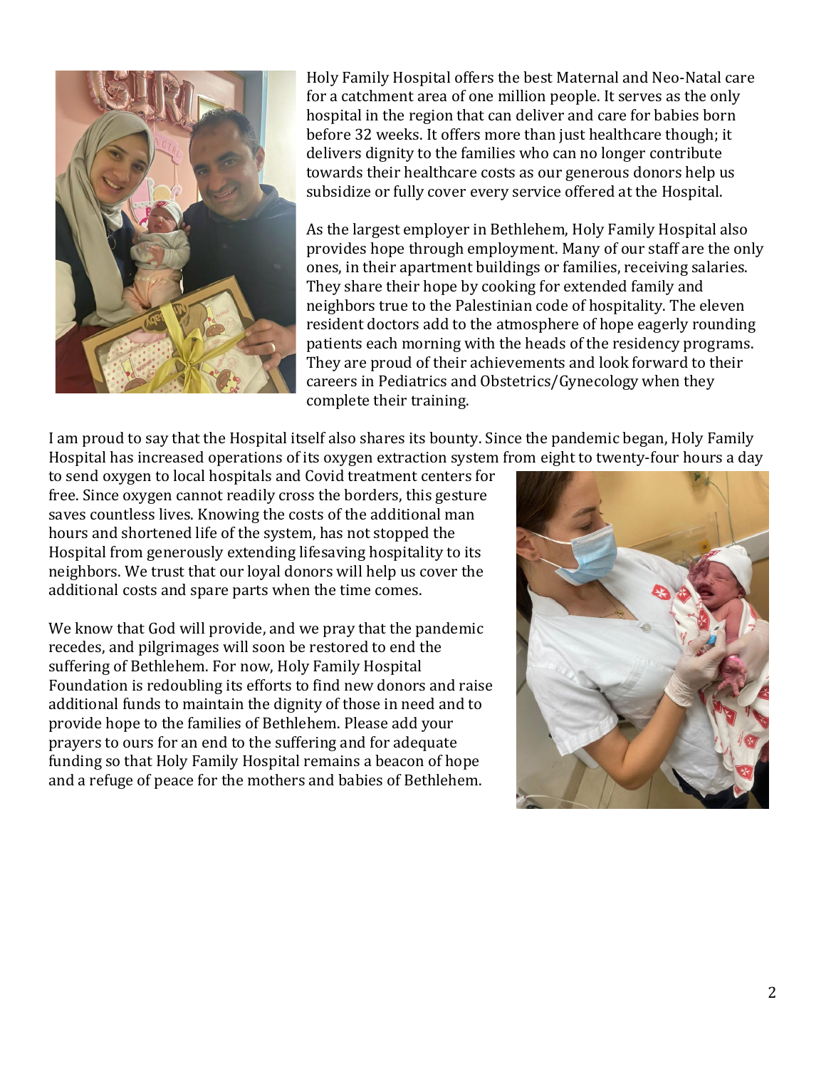Holy Family Hospital offers the best Maternal and Neo-Natal care for a catchment area of one million people. It serves as the only hospital in the region that can deliver and care for babies born before 32 weeks. It offers more than just healthcare though; it delivers dignity to the families who can no longer contribute towards their healthcare costs as our generous donors help us subsidize or fully cover every service offered at the Hospital.

As the largest employer in Bethlehem, Holy Family Hospital also provides hope through employment. Many of our staff are the only ones, in their apartment buildings or families, receiving salaries. They share their hope by cooking for extended family and neighbors true to the Palestinian code of hospitality. The eleven resident doctors add to the atmosphere of hope eagerly rounding patients each morning with the heads of the residency programs. They are proud of their achievements and look forward to their careers in Pediatrics and Obstetrics/Gynecology when they complete their training.

I am proud to say that the Hospital itself also shares its bounty. Since the pandemic began, Holy Family Hospital has increased operations of its oxygen extraction system from eight to twenty-four hours a day to send oxygen to local hospitals and Covid treatment centers for free. Since oxygen cannot readily cross the borders, this gesture saves countless lives. Knowing the costs of the additional man hours and shortened life of the system, has not stopped the Hospital from generously extending lifesaving hospitality to its neighbors. We trust that our loyal donors will help us cover the additional costs and spare parts when the time comes.

We know that God will provide, and we pray that the pandemic recedes, and pilgrimages will soon be restored to end the suffering of Bethlehem. For now, Holy Family Hospital Foundation is redoubling its efforts to find new donors and raise additional funds to maintain the dignity of those in need and to provide hope to the families of Bethlehem. Please add your prayers to ours for an end to the suffering and for adequate funding so that Holy Family Hospital remains a beacon of hope and a refuge of peace for the mothers and babies of Bethlehem.